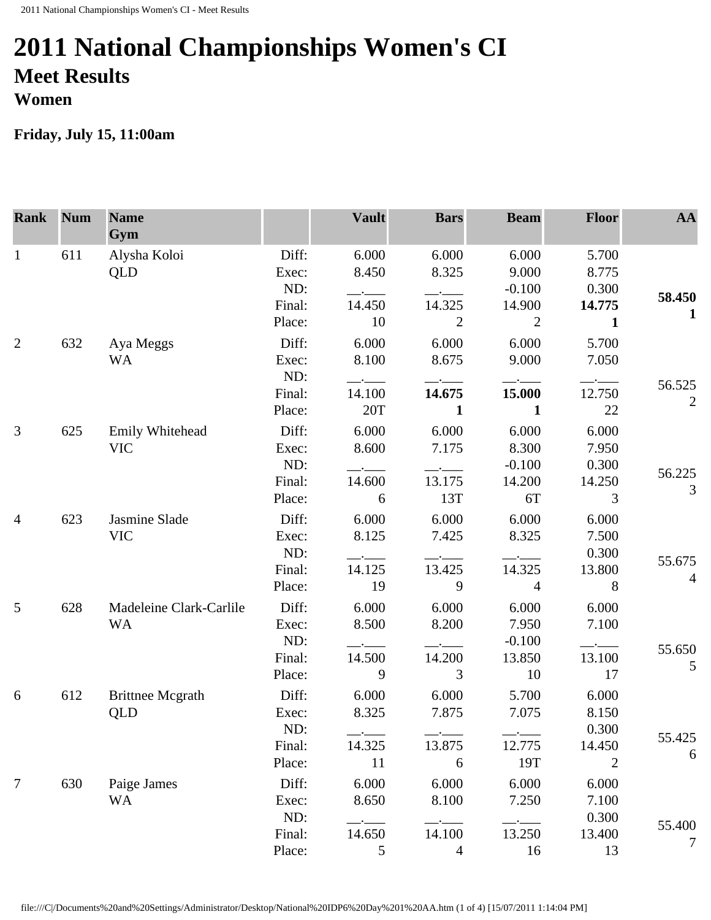# 2011 National Championships Women's CI

## Meet Results

### Women

**Friday, July 15, 11:00am**

| Rank | Num | Name / Gym | | Vault | Bars | Beam | Floor | AA |
|---|---|---|---|---|---|---|---|---|
| 1 | 611 | Alysha Koloi | Diff: | 6.000 | 6.000 | 6.000 | 5.700 | |
| | | QLD | Exec: | 8.450 | 8.325 | 9.000 | 8.775 | |
| | | | ND: | \_\_.\_\_\_ | \_\_.\_\_\_ | -0.100 | 0.300 | **58.450** |
| | | | Final: | 14.450 | 14.325 | 14.900 | **14.775** | **1** |
| | | | Place: | 10 | 2 | 2 | **1** | |
| 2 | 632 | Aya Meggs | Diff: | 6.000 | 6.000 | 6.000 | 5.700 | |
| | | WA | Exec: | 8.100 | 8.675 | 9.000 | 7.050 | |
| | | | ND: | \_\_.\_\_\_ | \_\_.\_\_\_ | \_\_.\_\_\_ | \_\_.\_\_\_ | 56.525 |
| | | | Final: | 14.100 | **14.675** | **15.000** | 12.750 | 2 |
| | | | Place: | 20T | **1** | **1** | 22 | |
| 3 | 625 | Emily Whitehead | Diff: | 6.000 | 6.000 | 6.000 | 6.000 | |
| | | VIC | Exec: | 8.600 | 7.175 | 8.300 | 7.950 | |
| | | | ND: | \_\_.\_\_\_ | \_\_.\_\_\_ | -0.100 | 0.300 | 56.225 |
| | | | Final: | 14.600 | 13.175 | 14.200 | 14.250 | 3 |
| | | | Place: | 6 | 13T | 6T | 3 | |
| 4 | 623 | Jasmine Slade | Diff: | 6.000 | 6.000 | 6.000 | 6.000 | |
| | | VIC | Exec: | 8.125 | 7.425 | 8.325 | 7.500 | |
| | | | ND: | \_\_.\_\_\_ | \_\_.\_\_\_ | \_\_.\_\_\_ | 0.300 | 55.675 |
| | | | Final: | 14.125 | 13.425 | 14.325 | 13.800 | 4 |
| | | | Place: | 19 | 9 | 4 | 8 | |
| 5 | 628 | Madeleine Clark-Carlile | Diff: | 6.000 | 6.000 | 6.000 | 6.000 | |
| | | WA | Exec: | 8.500 | 8.200 | 7.950 | 7.100 | |
| | | | ND: | \_\_.\_\_\_ | \_\_.\_\_\_ | -0.100 | \_\_.\_\_\_ | 55.650 |
| | | | Final: | 14.500 | 14.200 | 13.850 | 13.100 | 5 |
| | | | Place: | 9 | 3 | 10 | 17 | |
| 6 | 612 | Brittnee Mcgrath | Diff: | 6.000 | 6.000 | 5.700 | 6.000 | |
| | | QLD | Exec: | 8.325 | 7.875 | 7.075 | 8.150 | |
| | | | ND: | \_\_.\_\_\_ | \_\_.\_\_\_ | \_\_.\_\_\_ | 0.300 | 55.425 |
| | | | Final: | 14.325 | 13.875 | 12.775 | 14.450 | 6 |
| | | | Place: | 11 | 6 | 19T | 2 | |
| 7 | 630 | Paige James | Diff: | 6.000 | 6.000 | 6.000 | 6.000 | |
| | | WA | Exec: | 8.650 | 8.100 | 7.250 | 7.100 | |
| | | | ND: | \_\_.\_\_\_ | \_\_.\_\_\_ | \_\_.\_\_\_ | 0.300 | 55.400 |
| | | | Final: | 14.650 | 14.100 | 13.250 | 13.400 | 7 |
| | | | Place: | 5 | 4 | 16 | 13 | |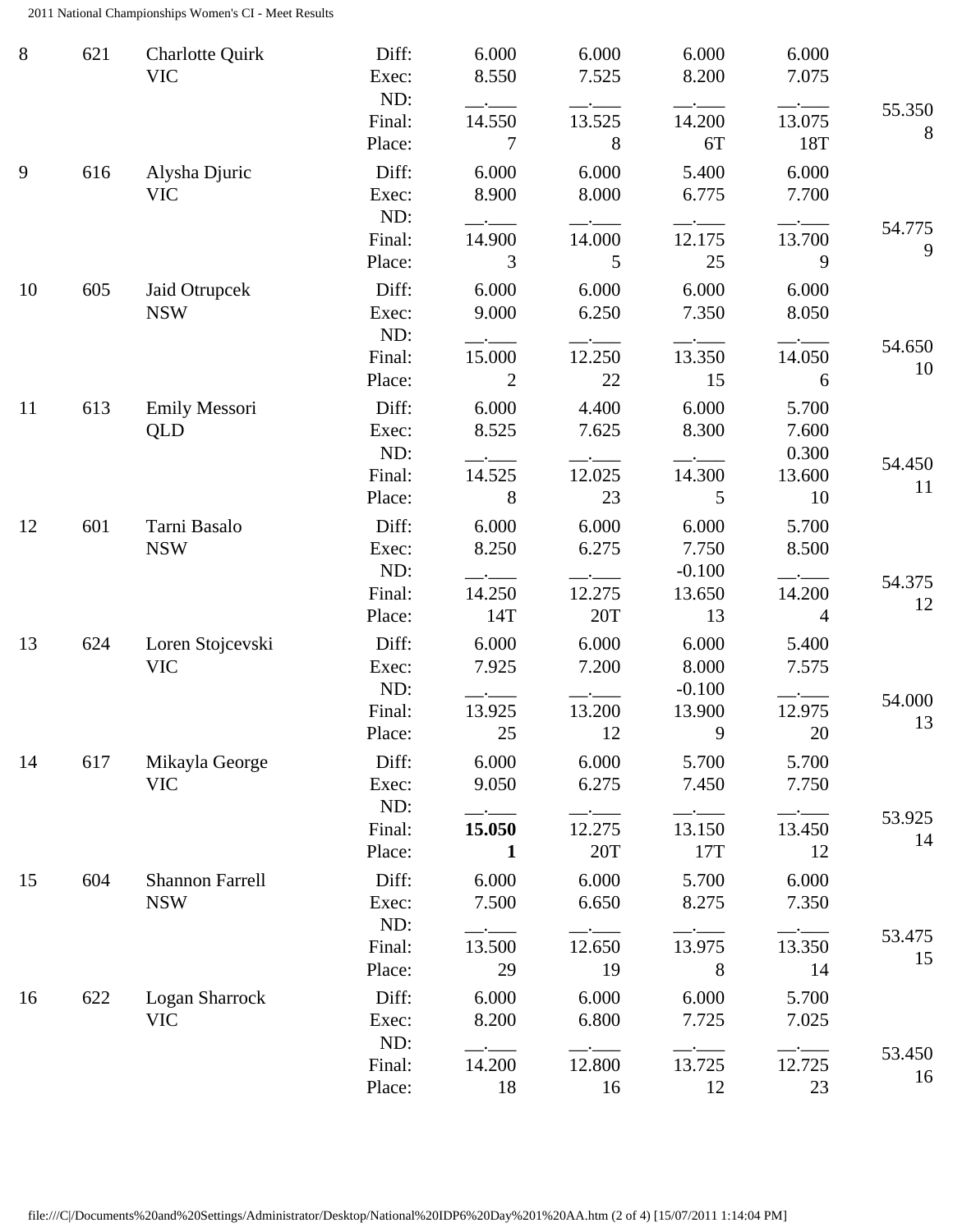| Rank | No. | Name | | Vault | Bars | Beam | Floor | AA |
|---|---|---|---|---|---|---|---|---|
| 8 | 621 | Charlotte Quirk<br>VIC | Diff: | 6.000 | 6.000 | 6.000 | 6.000 | |
| | | | Exec: | 8.550 | 7.525 | 8.200 | 7.075 | |
| | | | ND: | __.___ | __.___ | __.___ | __.___ | |
| | | | Final: | 14.550 | 13.525 | 14.200 | 13.075 | 55.350 |
| | | | Place: | 7 | 8 | 6T | 18T | 8 |
| 9 | 616 | Alysha Djuric<br>VIC | Diff: | 6.000 | 6.000 | 5.400 | 6.000 | |
| | | | Exec: | 8.900 | 8.000 | 6.775 | 7.700 | |
| | | | ND: | __.___ | __.___ | __.___ | __.___ | |
| | | | Final: | 14.900 | 14.000 | 12.175 | 13.700 | 54.775 |
| | | | Place: | 3 | 5 | 25 | 9 | 9 |
| 10 | 605 | Jaid Otrupcek<br>NSW | Diff: | 6.000 | 6.000 | 6.000 | 6.000 | |
| | | | Exec: | 9.000 | 6.250 | 7.350 | 8.050 | |
| | | | ND: | __.___ | __.___ | __.___ | __.___ | |
| | | | Final: | 15.000 | 12.250 | 13.350 | 14.050 | 54.650 |
| | | | Place: | 2 | 22 | 15 | 6 | 10 |
| 11 | 613 | Emily Messori<br>QLD | Diff: | 6.000 | 4.400 | 6.000 | 5.700 | |
| | | | Exec: | 8.525 | 7.625 | 8.300 | 7.600 | |
| | | | ND: | __.___ | __.___ | __.___ | 0.300 | |
| | | | Final: | 14.525 | 12.025 | 14.300 | 13.600 | 54.450 |
| | | | Place: | 8 | 23 | 5 | 10 | 11 |
| 12 | 601 | Tarni Basalo<br>NSW | Diff: | 6.000 | 6.000 | 6.000 | 5.700 | |
| | | | Exec: | 8.250 | 6.275 | 7.750 | 8.500 | |
| | | | ND: | __.___ | __.___ | -0.100 | __.___ | |
| | | | Final: | 14.250 | 12.275 | 13.650 | 14.200 | 54.375 |
| | | | Place: | 14T | 20T | 13 | 4 | 12 |
| 13 | 624 | Loren Stojcevski<br>VIC | Diff: | 6.000 | 6.000 | 6.000 | 5.400 | |
| | | | Exec: | 7.925 | 7.200 | 8.000 | 7.575 | |
| | | | ND: | __.___ | __.___ | -0.100 | __.___ | |
| | | | Final: | 13.925 | 13.200 | 13.900 | 12.975 | 54.000 |
| | | | Place: | 25 | 12 | 9 | 20 | 13 |
| 14 | 617 | Mikayla George<br>VIC | Diff: | 6.000 | 6.000 | 5.700 | 5.700 | |
| | | | Exec: | 9.050 | 6.275 | 7.450 | 7.750 | |
| | | | ND: | __.___ | __.___ | __.___ | __.___ | |
| | | | Final: | **15.050** | 12.275 | 13.150 | 13.450 | 53.925 |
| | | | Place: | **1** | 20T | 17T | 12 | 14 |
| 15 | 604 | Shannon Farrell<br>NSW | Diff: | 6.000 | 6.000 | 5.700 | 6.000 | |
| | | | Exec: | 7.500 | 6.650 | 8.275 | 7.350 | |
| | | | ND: | __.___ | __.___ | __.___ | __.___ | |
| | | | Final: | 13.500 | 12.650 | 13.975 | 13.350 | 53.475 |
| | | | Place: | 29 | 19 | 8 | 14 | 15 |
| 16 | 622 | Logan Sharrock<br>VIC | Diff: | 6.000 | 6.000 | 6.000 | 5.700 | |
| | | | Exec: | 8.200 | 6.800 | 7.725 | 7.025 | |
| | | | ND: | __.___ | __.___ | __.___ | __.___ | |
| | | | Final: | 14.200 | 12.800 | 13.725 | 12.725 | 53.450 |
| | | | Place: | 18 | 16 | 12 | 23 | 16 |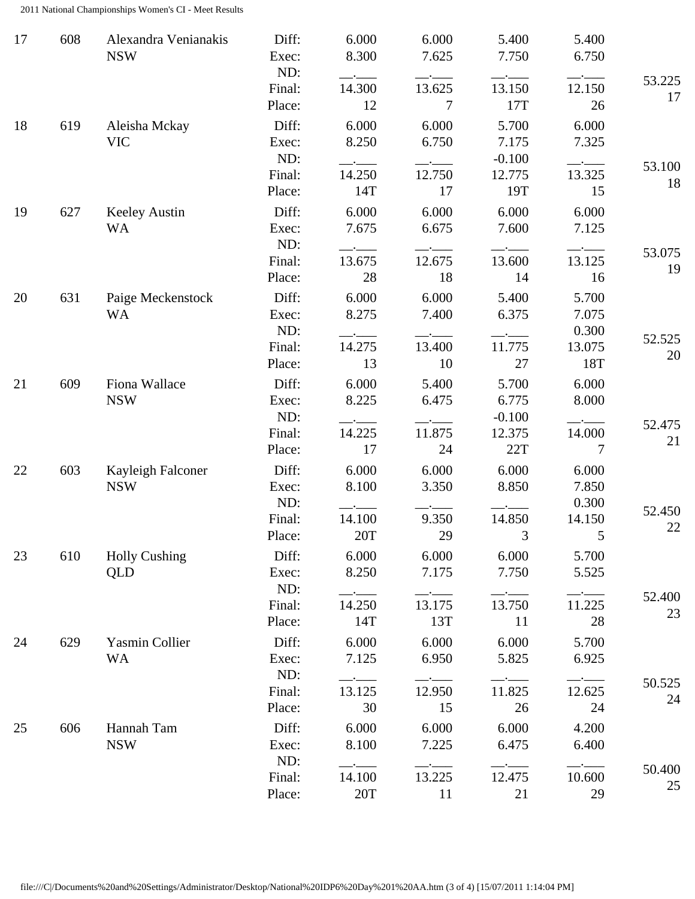| Rank | No. | Name / State | | Apparatus 1 | Apparatus 2 | Apparatus 3 | Apparatus 4 | Total / Place |
|---|---|---|---|---|---|---|---|---|
| 17 | 608 | Alexandra Venianakis | Diff: | 6.000 | 6.000 | 5.400 | 5.400 | |
| | | NSW | Exec: | 8.300 | 7.625 | 7.750 | 6.750 | |
| | | | ND: | __.___ | __.___ | __.___ | __.___ | |
| | | | Final: | 14.300 | 13.625 | 13.150 | 12.150 | 53.225 |
| | | | Place: | 12 | 7 | 17T | 26 | 17 |
| 18 | 619 | Aleisha Mckay | Diff: | 6.000 | 6.000 | 5.700 | 6.000 | |
| | | VIC | Exec: | 8.250 | 6.750 | 7.175 | 7.325 | |
| | | | ND: | __.___ | __.___ | -0.100 | __.___ | |
| | | | Final: | 14.250 | 12.750 | 12.775 | 13.325 | 53.100 |
| | | | Place: | 14T | 17 | 19T | 15 | 18 |
| 19 | 627 | Keeley Austin | Diff: | 6.000 | 6.000 | 6.000 | 6.000 | |
| | | WA | Exec: | 7.675 | 6.675 | 7.600 | 7.125 | |
| | | | ND: | __.___ | __.___ | __.___ | __.___ | |
| | | | Final: | 13.675 | 12.675 | 13.600 | 13.125 | 53.075 |
| | | | Place: | 28 | 18 | 14 | 16 | 19 |
| 20 | 631 | Paige Meckenstock | Diff: | 6.000 | 6.000 | 5.400 | 5.700 | |
| | | WA | Exec: | 8.275 | 7.400 | 6.375 | 7.075 | |
| | | | ND: | __.___ | __.___ | __.___ | 0.300 | |
| | | | Final: | 14.275 | 13.400 | 11.775 | 13.075 | 52.525 |
| | | | Place: | 13 | 10 | 27 | 18T | 20 |
| 21 | 609 | Fiona Wallace | Diff: | 6.000 | 5.400 | 5.700 | 6.000 | |
| | | NSW | Exec: | 8.225 | 6.475 | 6.775 | 8.000 | |
| | | | ND: | __.___ | __.___ | -0.100 | __.___ | |
| | | | Final: | 14.225 | 11.875 | 12.375 | 14.000 | 52.475 |
| | | | Place: | 17 | 24 | 22T | 7 | 21 |
| 22 | 603 | Kayleigh Falconer | Diff: | 6.000 | 6.000 | 6.000 | 6.000 | |
| | | NSW | Exec: | 8.100 | 3.350 | 8.850 | 7.850 | |
| | | | ND: | __.___ | __.___ | __.___ | 0.300 | |
| | | | Final: | 14.100 | 9.350 | 14.850 | 14.150 | 52.450 |
| | | | Place: | 20T | 29 | 3 | 5 | 22 |
| 23 | 610 | Holly Cushing | Diff: | 6.000 | 6.000 | 6.000 | 5.700 | |
| | | QLD | Exec: | 8.250 | 7.175 | 7.750 | 5.525 | |
| | | | ND: | __.___ | __.___ | __.___ | __.___ | |
| | | | Final: | 14.250 | 13.175 | 13.750 | 11.225 | 52.400 |
| | | | Place: | 14T | 13T | 11 | 28 | 23 |
| 24 | 629 | Yasmin Collier | Diff: | 6.000 | 6.000 | 6.000 | 5.700 | |
| | | WA | Exec: | 7.125 | 6.950 | 5.825 | 6.925 | |
| | | | ND: | __.___ | __.___ | __.___ | __.___ | |
| | | | Final: | 13.125 | 12.950 | 11.825 | 12.625 | 50.525 |
| | | | Place: | 30 | 15 | 26 | 24 | 24 |
| 25 | 606 | Hannah Tam | Diff: | 6.000 | 6.000 | 6.000 | 4.200 | |
| | | NSW | Exec: | 8.100 | 7.225 | 6.475 | 6.400 | |
| | | | ND: | __.___ | __.___ | __.___ | __.___ | |
| | | | Final: | 14.100 | 13.225 | 12.475 | 10.600 | 50.400 |
| | | | Place: | 20T | 11 | 21 | 29 | 25 |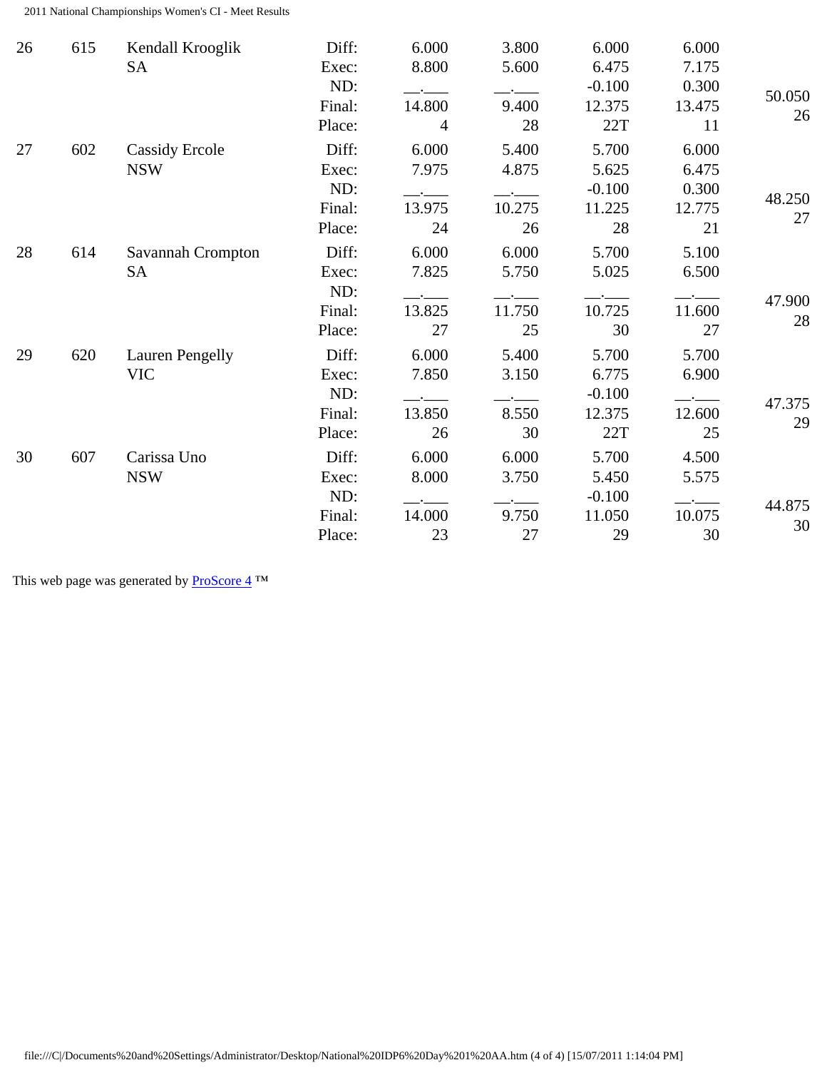| | | | | | | | | |
|---|---|---|---|---|---|---|---|---|
| 26 | 615 | Kendall Krooglik SA | Diff: | 6.000 | 3.800 | 6.000 | 6.000 | |
| | | | Exec: | 8.800 | 5.600 | 6.475 | 7.175 | |
| | | | ND: | __.___ | __.___ | -0.100 | 0.300 | 50.050 |
| | | | Final: | 14.800 | 9.400 | 12.375 | 13.475 | 26 |
| | | | Place: | 4 | 28 | 22T | 11 | |
| 27 | 602 | Cassidy Ercole NSW | Diff: | 6.000 | 5.400 | 5.700 | 6.000 | |
| | | | Exec: | 7.975 | 4.875 | 5.625 | 6.475 | |
| | | | ND: | __.___ | __.___ | -0.100 | 0.300 | 48.250 |
| | | | Final: | 13.975 | 10.275 | 11.225 | 12.775 | 27 |
| | | | Place: | 24 | 26 | 28 | 21 | |
| 28 | 614 | Savannah Crompton SA | Diff: | 6.000 | 6.000 | 5.700 | 5.100 | |
| | | | Exec: | 7.825 | 5.750 | 5.025 | 6.500 | |
| | | | ND: | __.___ | __.___ | __.___ | __.___ | 47.900 |
| | | | Final: | 13.825 | 11.750 | 10.725 | 11.600 | 28 |
| | | | Place: | 27 | 25 | 30 | 27 | |
| 29 | 620 | Lauren Pengelly VIC | Diff: | 6.000 | 5.400 | 5.700 | 5.700 | |
| | | | Exec: | 7.850 | 3.150 | 6.775 | 6.900 | |
| | | | ND: | __.___ | __.___ | -0.100 | __.___ | 47.375 |
| | | | Final: | 13.850 | 8.550 | 12.375 | 12.600 | 29 |
| | | | Place: | 26 | 30 | 22T | 25 | |
| 30 | 607 | Carissa Uno NSW | Diff: | 6.000 | 6.000 | 5.700 | 4.500 | |
| | | | Exec: | 8.000 | 3.750 | 5.450 | 5.575 | |
| | | | ND: | __.___ | __.___ | -0.100 | __.___ | 44.875 |
| | | | Final: | 14.000 | 9.750 | 11.050 | 10.075 | 30 |
| | | | Place: | 23 | 27 | 29 | 30 | |

This web page was generated by ProScore 4 ™